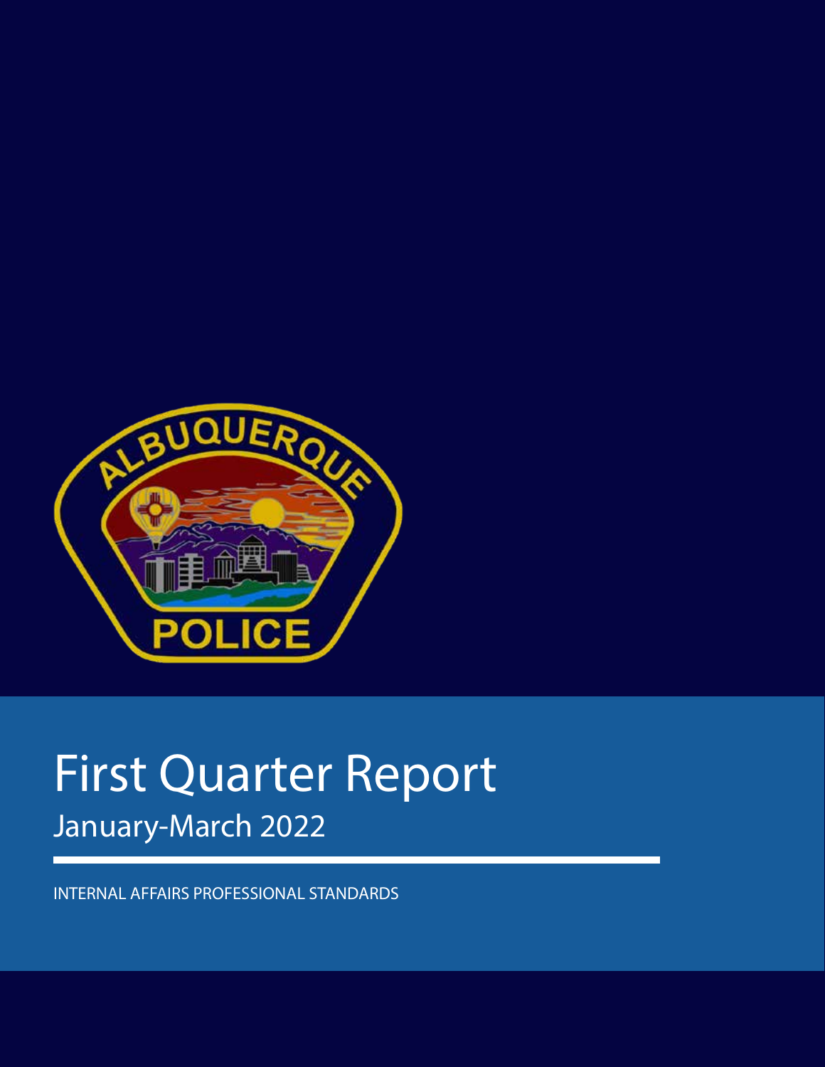# First Quarter Report

## January-March 2022

INTERNAL AFFAIRS PROFESSIONAL STANDARDS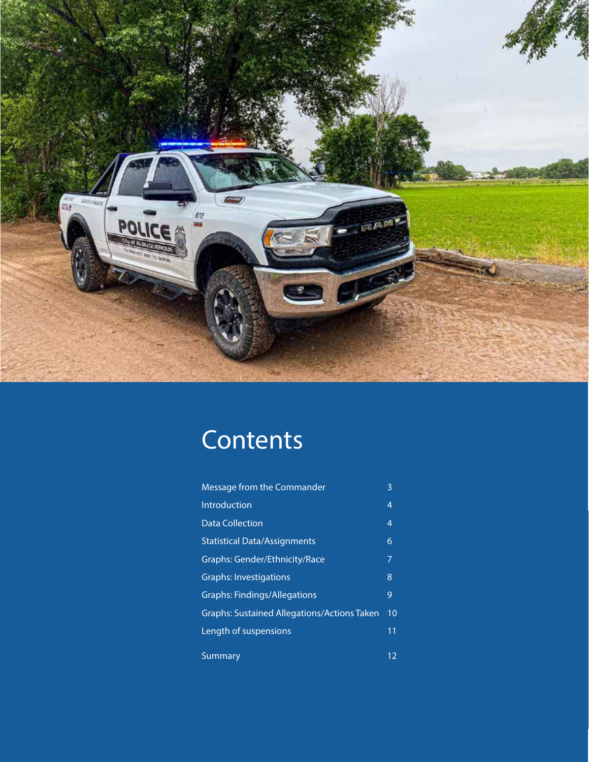# Contents

| | |
|---|---|
| Message from the Commander | 3 |
| Introduction | 4 |
| Data Collection | 4 |
| Statistical Data/Assignments | 6 |
| Graphs: Gender/Ethnicity/Race | 7 |
| Graphs: Investigations | 8 |
| Graphs: Findings/Allegations | 9 |
| Graphs: Sustained Allegations/Actions Taken | 10 |
| Length of suspensions | 11 |
| Summary | 12 |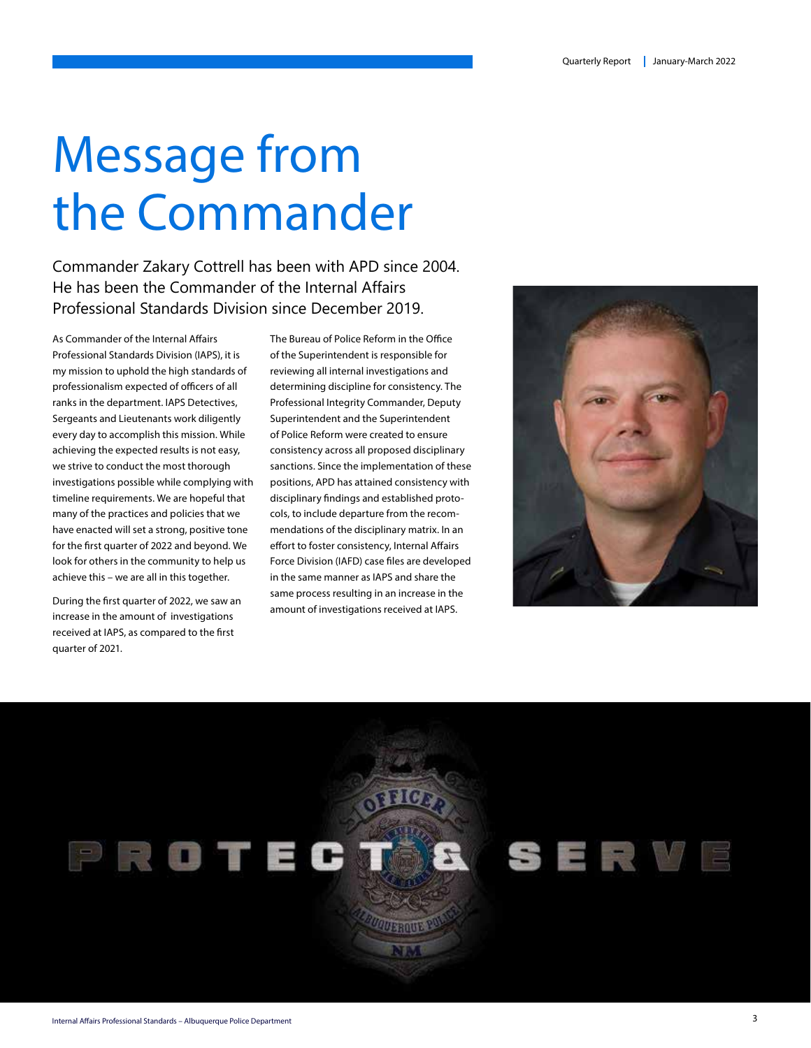# Message from the Commander

Commander Zakary Cottrell has been with APD since 2004. He has been the Commander of the Internal Affairs Professional Standards Division since December 2019.

As Commander of the Internal Affairs Professional Standards Division (IAPS), it is my mission to uphold the high standards of professionalism expected of officers of all ranks in the department. IAPS Detectives, Sergeants and Lieutenants work diligently every day to accomplish this mission. While achieving the expected results is not easy, we strive to conduct the most thorough investigations possible while complying with timeline requirements. We are hopeful that many of the practices and policies that we have enacted will set a strong, positive tone for the first quarter of 2022 and beyond. We look for others in the community to help us achieve this – we are all in this together.

During the first quarter of 2022, we saw an increase in the amount of investigations received at IAPS, as compared to the first quarter of 2021.

The Bureau of Police Reform in the Office of the Superintendent is responsible for reviewing all internal investigations and determining discipline for consistency. The Professional Integrity Commander, Deputy Superintendent and the Superintendent of Police Reform were created to ensure consistency across all proposed disciplinary sanctions. Since the implementation of these positions, APD has attained consistency with disciplinary findings and established protocols, to include departure from the recommendations of the disciplinary matrix. In an effort to foster consistency, Internal Affairs Force Division (IAFD) case files are developed in the same manner as IAPS and share the same process resulting in an increase in the amount of investigations received at IAPS.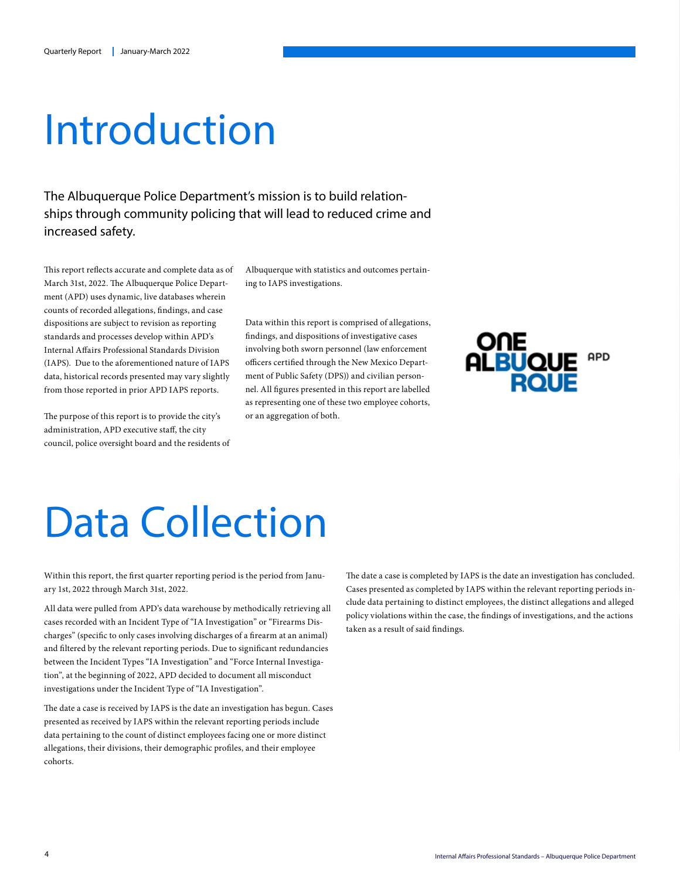# Introduction

The Albuquerque Police Department's mission is to build relationships through community policing that will lead to reduced crime and increased safety.

This report reflects accurate and complete data as of March 31st, 2022. The Albuquerque Police Department (APD) uses dynamic, live databases wherein counts of recorded allegations, findings, and case dispositions are subject to revision as reporting standards and processes develop within APD's Internal Affairs Professional Standards Division (IAPS). Due to the aforementioned nature of IAPS data, historical records presented may vary slightly from those reported in prior APD IAPS reports.

The purpose of this report is to provide the city's administration, APD executive staff, the city council, police oversight board and the residents of Albuquerque with statistics and outcomes pertaining to IAPS investigations.

Data within this report is comprised of allegations, findings, and dispositions of investigative cases involving both sworn personnel (law enforcement officers certified through the New Mexico Department of Public Safety (DPS)) and civilian personnel. All figures presented in this report are labelled as representing one of these two employee cohorts, or an aggregation of both.

# Data Collection

Within this report, the first quarter reporting period is the period from January 1st, 2022 through March 31st, 2022.

All data were pulled from APD's data warehouse by methodically retrieving all cases recorded with an Incident Type of "IA Investigation" or "Firearms Discharges" (specific to only cases involving discharges of a firearm at an animal) and filtered by the relevant reporting periods. Due to significant redundancies between the Incident Types "IA Investigation" and "Force Internal Investigation", at the beginning of 2022, APD decided to document all misconduct investigations under the Incident Type of "IA Investigation".

The date a case is received by IAPS is the date an investigation has begun. Cases presented as received by IAPS within the relevant reporting periods include data pertaining to the count of distinct employees facing one or more distinct allegations, their divisions, their demographic profiles, and their employee cohorts.

The date a case is completed by IAPS is the date an investigation has concluded. Cases presented as completed by IAPS within the relevant reporting periods include data pertaining to distinct employees, the distinct allegations and alleged policy violations within the case, the findings of investigations, and the actions taken as a result of said findings.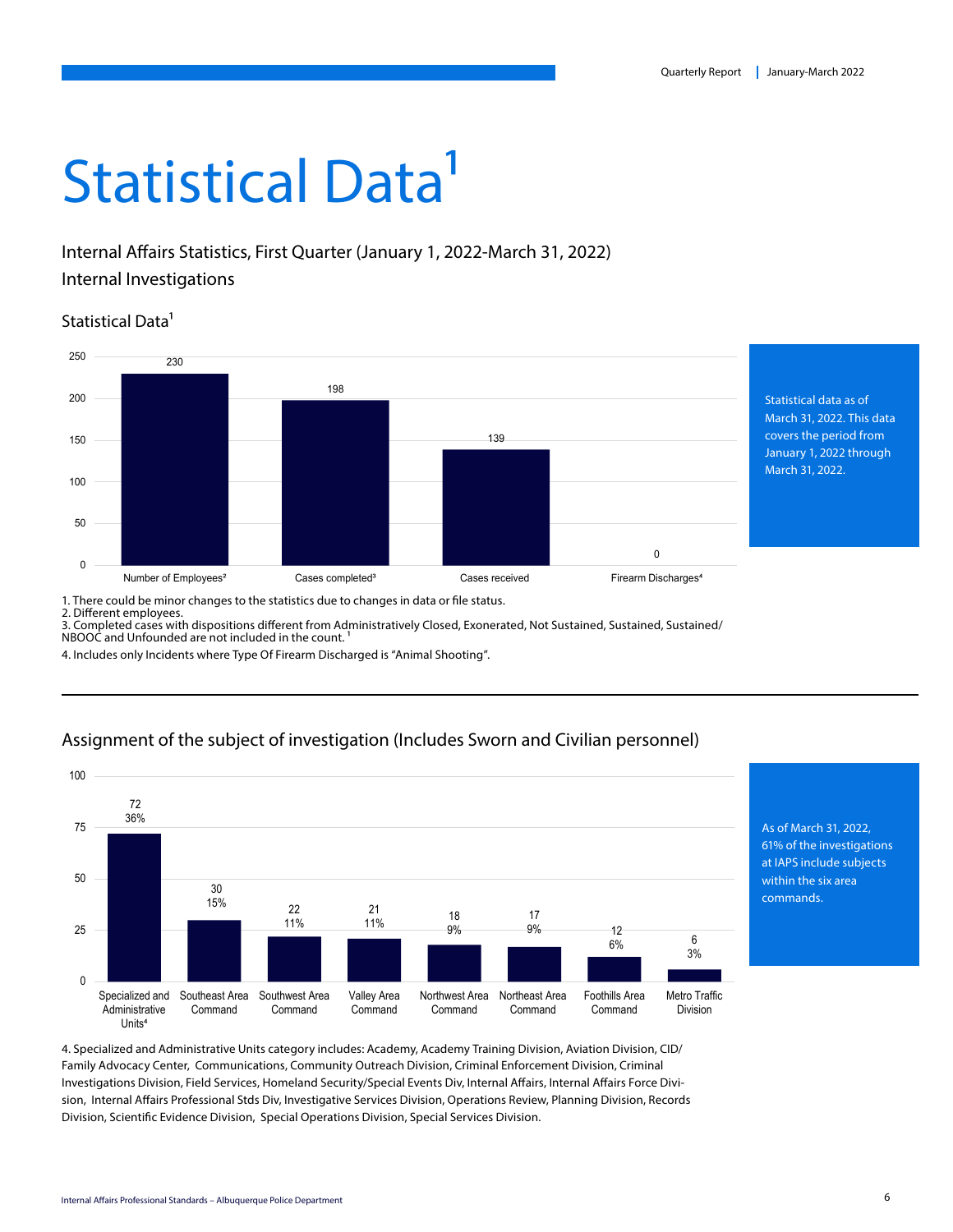# Statistical Data[1]

## Internal Affairs Statistics, First Quarter (January 1, 2022-March 31, 2022)

## Internal Investigations

### Statistical Data[1]

| Category | Value |
|---|---|
| Number of Employees[2] | 230 |
| Cases completed[3] | 198 |
| Cases received | 139 |
| Firearm Discharges[4] | 0 |

Statistical data as of March 31, 2022. This data covers the period from January 1, 2022 through March 31, 2022.

1. There could be minor changes to the statistics due to changes in data or file status.
2. Different employees.
3. Completed cases with dispositions different from Administratively Closed, Exonerated, Not Sustained, Sustained, Sustained/ NBOOC and Unfounded are not included in the count. [1]
4. Includes only Incidents where Type Of Firearm Discharged is "Animal Shooting".

---

### Assignment of the subject of investigation (Includes Sworn and Civilian personnel)

| Assignment | Count | Percent |
|---|---|---|
| Specialized and Administrative Units[4] | 72 | 36% |
| Southeast Area Command | 30 | 15% |
| Southwest Area Command | 22 | 11% |
| Valley Area Command | 21 | 11% |
| Northwest Area Command | 18 | 9% |
| Northeast Area Command | 17 | 9% |
| Foothills Area Command | 12 | 6% |
| Metro Traffic Division | 6 | 3% |

As of March 31, 2022, 61% of the investigations at IAPS include subjects within the six area commands.

4. Specialized and Administrative Units category includes: Academy, Academy Training Division, Aviation Division, CID/ Family Advocacy Center, Communications, Community Outreach Division, Criminal Enforcement Division, Criminal Investigations Division, Field Services, Homeland Security/Special Events Div, Internal Affairs, Internal Affairs Force Division, Internal Affairs Professional Stds Div, Investigative Services Division, Operations Review, Planning Division, Records Division, Scientific Evidence Division, Special Operations Division, Special Services Division.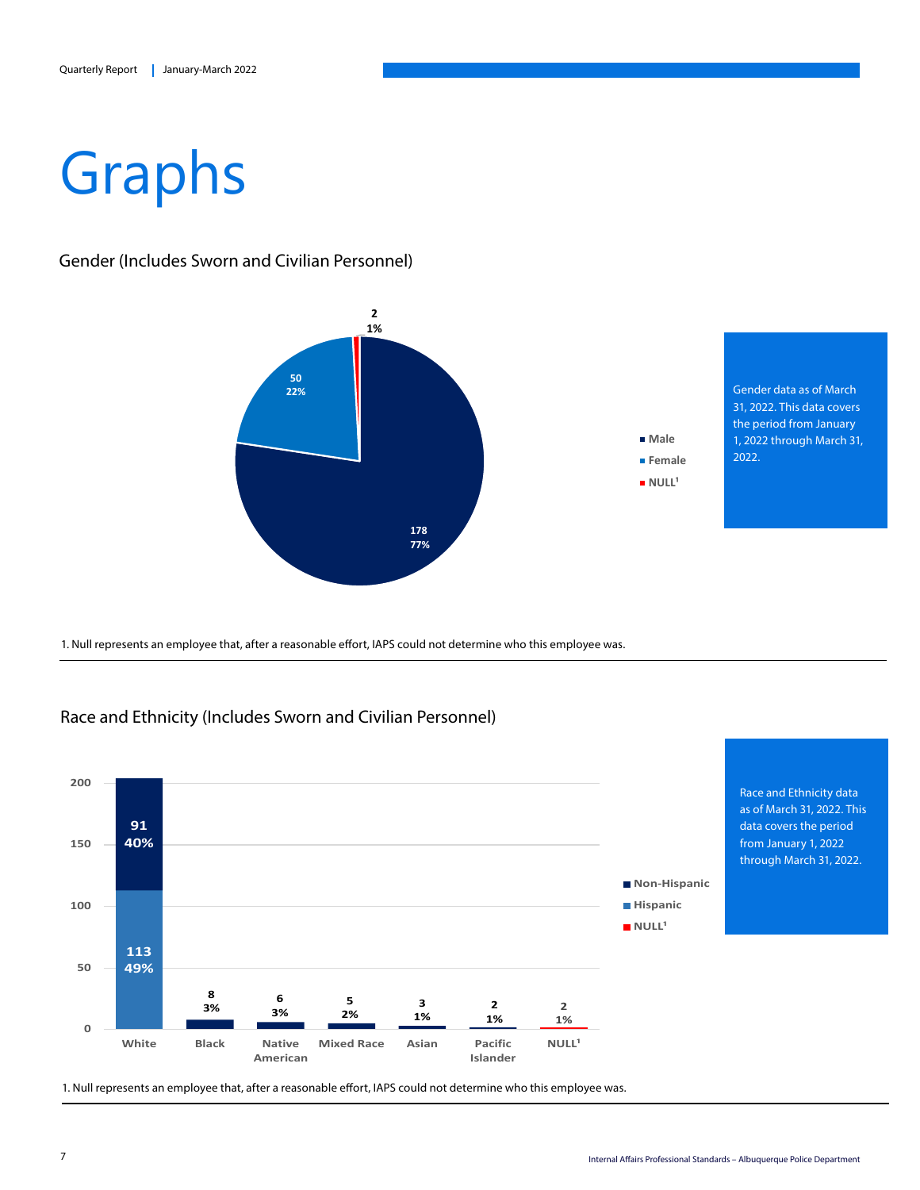# Graphs

## Gender (Includes Sworn and Civilian Personnel)

| Gender | Count | Percent |
|---|---|---|
| Male | 178 | 77% |
| Female | 50 | 22% |
| NULL[1] | 2 | 1% |

Gender data as of March 31, 2022. This data covers the period from January 1, 2022 through March 31, 2022.

1. Null represents an employee that, after a reasonable effort, IAPS could not determine who this employee was.

## Race and Ethnicity (Includes Sworn and Civilian Personnel)

| Race | Non-Hispanic | Hispanic | NULL[1] |
|---|---|---|---|
| White | 91 (40%) | 113 (49%) | |
| Black | 8 (3%) | | |
| Native American | 6 (3%) | | |
| Mixed Race | 5 (2%) | | |
| Asian | 3 (1%) | | |
| Pacific Islander | 2 (1%) | | |
| NULL[1] | | | 2 (1%) |

Race and Ethnicity data as of March 31, 2022. This data covers the period from January 1, 2022 through March 31, 2022.

1. Null represents an employee that, after a reasonable effort, IAPS could not determine who this employee was.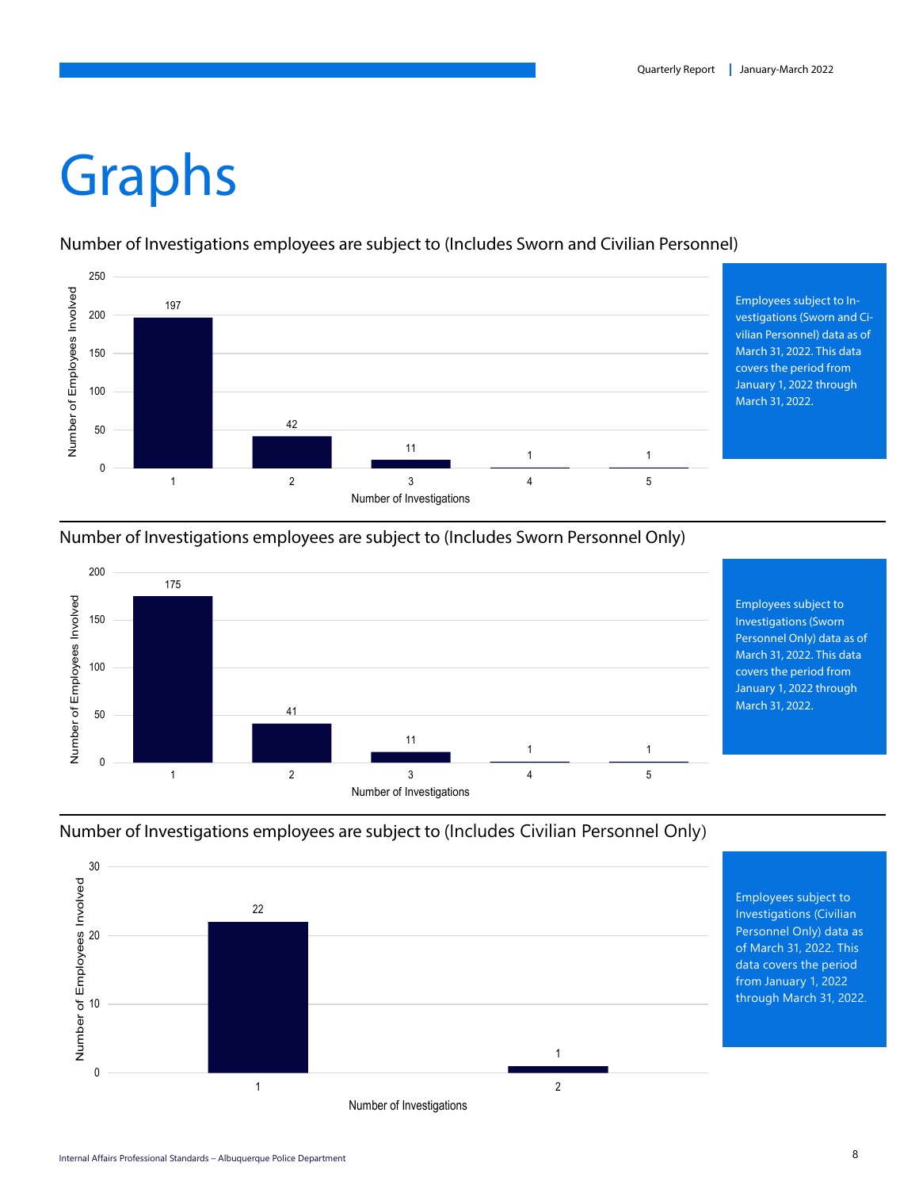# Graphs

## Number of Investigations employees are subject to (Includes Sworn and Civilian Personnel)

| Number of Investigations | Number of Employees Involved |
|---|---|
| 1 | 197 |
| 2 | 42 |
| 3 | 11 |
| 4 | 1 |
| 5 | 1 |

Employees subject to Investigations (Sworn and Civilian Personnel) data as of March 31, 2022. This data covers the period from January 1, 2022 through March 31, 2022.

## Number of Investigations employees are subject to (Includes Sworn Personnel Only)

| Number of Investigations | Number of Employees Involved |
|---|---|
| 1 | 175 |
| 2 | 41 |
| 3 | 11 |
| 4 | 1 |
| 5 | 1 |

Employees subject to Investigations (Sworn Personnel Only) data as of March 31, 2022. This data covers the period from January 1, 2022 through March 31, 2022.

## Number of Investigations employees are subject to (Includes Civilian Personnel Only)

| Number of Investigations | Number of Employees Involved |
|---|---|
| 1 | 22 |
| 2 | 1 |

Employees subject to Investigations (Civilian Personnel Only) data as of March 31, 2022. This data covers the period from January 1, 2022 through March 31, 2022.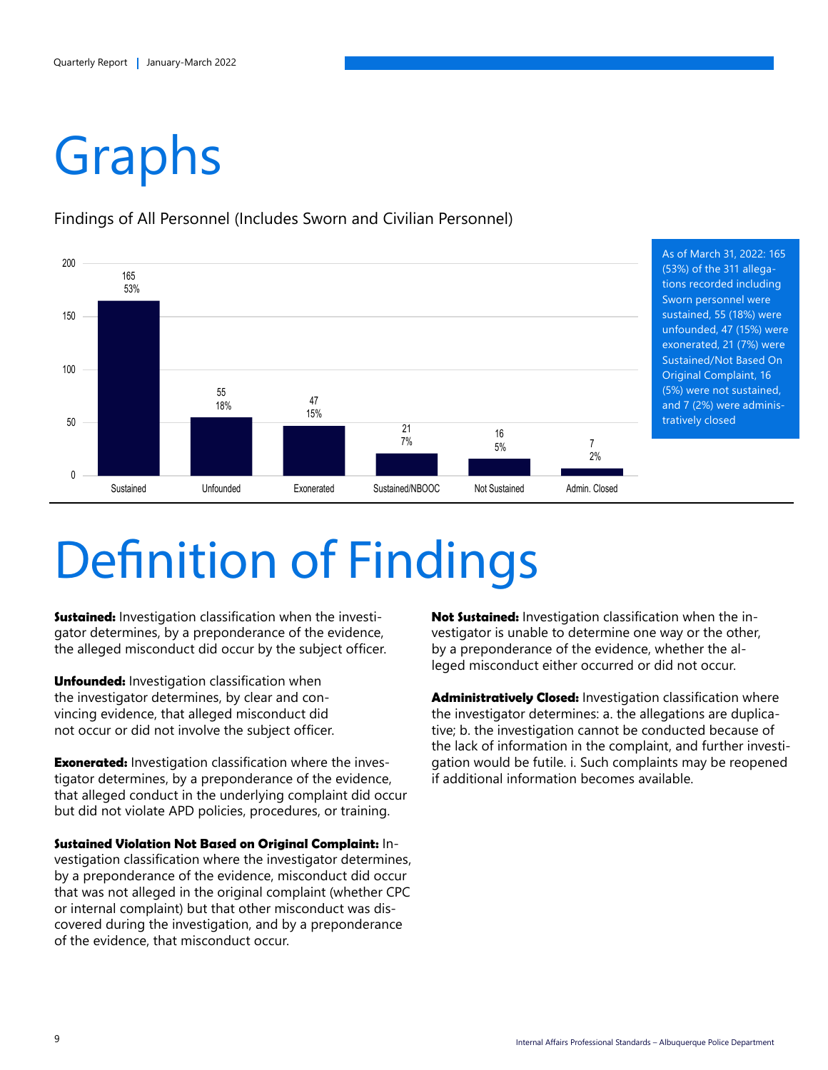# Graphs

Findings of All Personnel (Includes Sworn and Civilian Personnel)

| Finding | Count | Percent |
|---|---|---|
| Sustained | 165 | 53% |
| Unfounded | 55 | 18% |
| Exonerated | 47 | 15% |
| Sustained/NBOOC | 21 | 7% |
| Not Sustained | 16 | 5% |
| Admin. Closed | 7 | 2% |

As of March 31, 2022: 165 (53%) of the 311 allegations recorded including Sworn personnel were sustained, 55 (18%) were unfounded, 47 (15%) were exonerated, 21 (7%) were Sustained/Not Based On Original Complaint, 16 (5%) were not sustained, and 7 (2%) were administratively closed

# Definition of Findings

**Sustained:** Investigation classification when the investigator determines, by a preponderance of the evidence, the alleged misconduct did occur by the subject officer.

**Unfounded:** Investigation classification when the investigator determines, by clear and convincing evidence, that alleged misconduct did not occur or did not involve the subject officer.

**Exonerated:** Investigation classification where the investigator determines, by a preponderance of the evidence, that alleged conduct in the underlying complaint did occur but did not violate APD policies, procedures, or training.

**Sustained Violation Not Based on Original Complaint:** Investigation classification where the investigator determines, by a preponderance of the evidence, misconduct did occur that was not alleged in the original complaint (whether CPC or internal complaint) but that other misconduct was discovered during the investigation, and by a preponderance of the evidence, that misconduct occur.

**Not Sustained:** Investigation classification when the investigator is unable to determine one way or the other, by a preponderance of the evidence, whether the alleged misconduct either occurred or did not occur.

**Administratively Closed:** Investigation classification where the investigator determines: a. the allegations are duplicative; b. the investigation cannot be conducted because of the lack of information in the complaint, and further investigation would be futile. i. Such complaints may be reopened if additional information becomes available.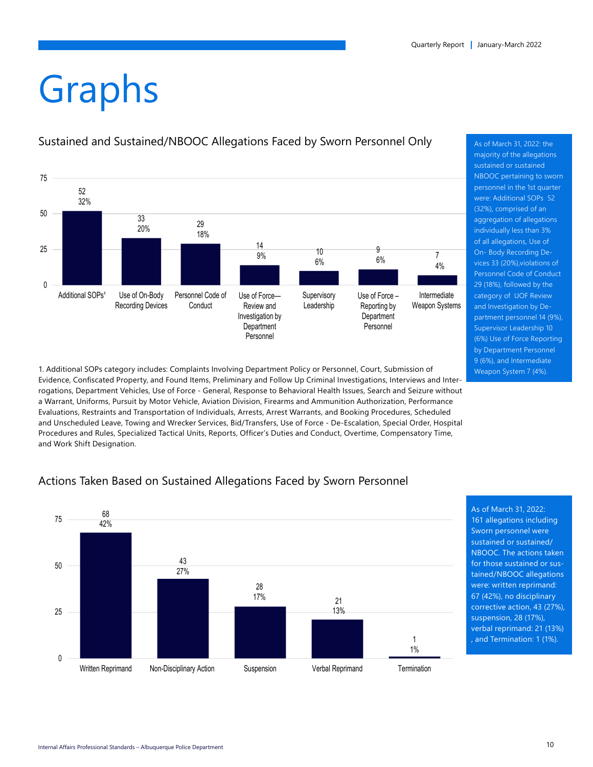# Graphs

## Sustained and Sustained/NBOOC Allegations Faced by Sworn Personnel Only

| Category | Count | Percent |
|---|---|---|
| Additional SOPs[1] | 52 | 32% |
| Use of On-Body Recording Devices | 33 | 20% |
| Personnel Code of Conduct | 29 | 18% |
| Use of Force—Review and Investigation by Department Personnel | 14 | 9% |
| Supervisory Leadership | 10 | 6% |
| Use of Force – Reporting by Department Personnel | 9 | 6% |
| Intermediate Weapon Systems | 7 | 4% |

As of March 31, 2022: the majority of the allegations sustained or sustained NBOOC pertaining to sworn personnel in the 1st quarter were: Additional SOPs 52 (32%), comprised of an aggregation of allegations individually less than 3% of all allegations, Use of On- Body Recording Devices 33 (20%),violations of Personnel Code of Conduct 29 (18%), followed by the category of UOF Review and Investigation by Department personnel 14 (9%), Supervisor Leadership 10 (6%) Use of Force Reporting by Department Personnel 9 (6%), and Intermediate Weapon System 7 (4%).

1. Additional SOPs category includes: Complaints Involving Department Policy or Personnel, Court, Submission of Evidence, Confiscated Property, and Found Items, Preliminary and Follow Up Criminal Investigations, Interviews and Interrogations, Department Vehicles, Use of Force - General, Response to Behavioral Health Issues, Search and Seizure without a Warrant, Uniforms, Pursuit by Motor Vehicle, Aviation Division, Firearms and Ammunition Authorization, Performance Evaluations, Restraints and Transportation of Individuals, Arrests, Arrest Warrants, and Booking Procedures, Scheduled and Unscheduled Leave, Towing and Wrecker Services, Bid/Transfers, Use of Force - De-Escalation, Special Order, Hospital Procedures and Rules, Specialized Tactical Units, Reports, Officer's Duties and Conduct, Overtime, Compensatory Time, and Work Shift Designation.

## Actions Taken Based on Sustained Allegations Faced by Sworn Personnel

| Action | Count | Percent |
|---|---|---|
| Written Reprimand | 68 | 42% |
| Non-Disciplinary Action | 43 | 27% |
| Suspension | 28 | 17% |
| Verbal Reprimand | 21 | 13% |
| Termination | 1 | 1% |

As of March 31, 2022: 161 allegations including Sworn personnel were sustained or sustained/ NBOOC. The actions taken for those sustained or sustained/NBOOC allegations were: written reprimand: 67 (42%), no disciplinary corrective action, 43 (27%), suspension, 28 (17%), verbal reprimand: 21 (13%) , and Termination: 1 (1%).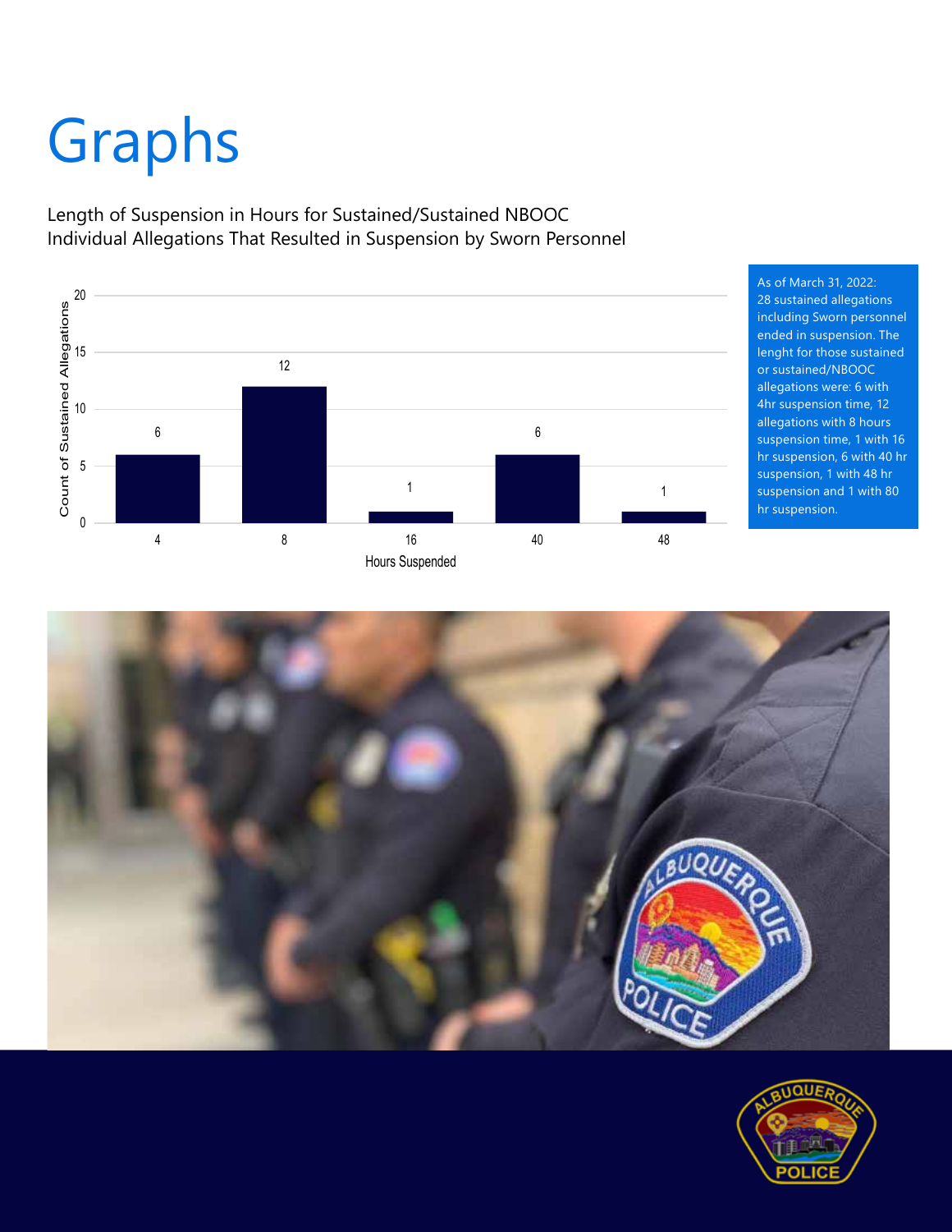# Graphs

Length of Suspension in Hours for Sustained/Sustained NBOOC Individual Allegations That Resulted in Suspension by Sworn Personnel

| Hours Suspended | Count of Sustained Allegations |
|---|---|
| 4 | 6 |
| 8 | 12 |
| 16 | 1 |
| 40 | 6 |
| 48 | 1 |

As of March 31, 2022: 28 sustained allegations including Sworn personnel ended in suspension. The lenght for those sustained or sustained/NBOOC allegations were: 6 with 4hr suspension time, 12 allegations with 8 hours suspension time, 1 with 16 hr suspension, 6 with 40 hr suspension, 1 with 48 hr suspension and 1 with 80 hr suspension.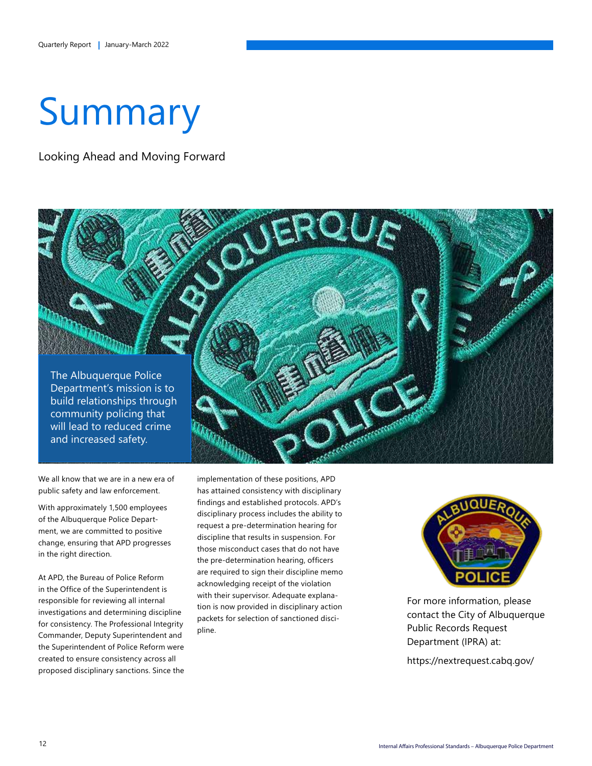# Summary

Looking Ahead and Moving Forward

The Albuquerque Police Department's mission is to build relationships through community policing that will lead to reduced crime and increased safety.

We all know that we are in a new era of public safety and law enforcement.

With approximately 1,500 employees of the Albuquerque Police Department, we are committed to positive change, ensuring that APD progresses in the right direction.

At APD, the Bureau of Police Reform in the Office of the Superintendent is responsible for reviewing all internal investigations and determining discipline for consistency. The Professional Integrity Commander, Deputy Superintendent and the Superintendent of Police Reform were created to ensure consistency across all proposed disciplinary sanctions. Since the implementation of these positions, APD has attained consistency with disciplinary findings and established protocols. APD's disciplinary process includes the ability to request a pre-determination hearing for discipline that results in suspension. For those misconduct cases that do not have the pre-determination hearing, officers are required to sign their discipline memo acknowledging receipt of the violation with their supervisor. Adequate explanation is now provided in disciplinary action packets for selection of sanctioned discipline.

For more information, please contact the City of Albuquerque Public Records Request Department (IPRA) at:

https://nextrequest.cabq.gov/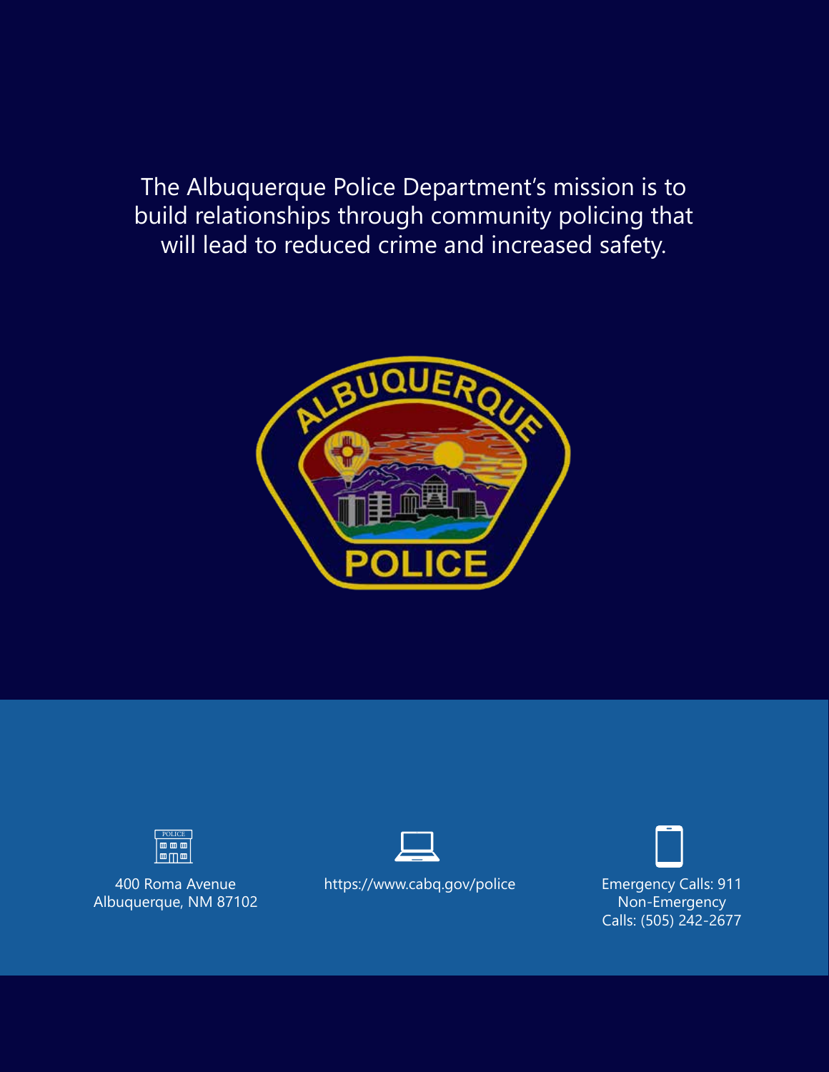The Albuquerque Police Department's mission is to build relationships through community policing that will lead to reduced crime and increased safety.

400 Roma Avenue
Albuquerque, NM 87102

https://www.cabq.gov/police

Emergency Calls: 911
Non-Emergency Calls: (505) 242-2677